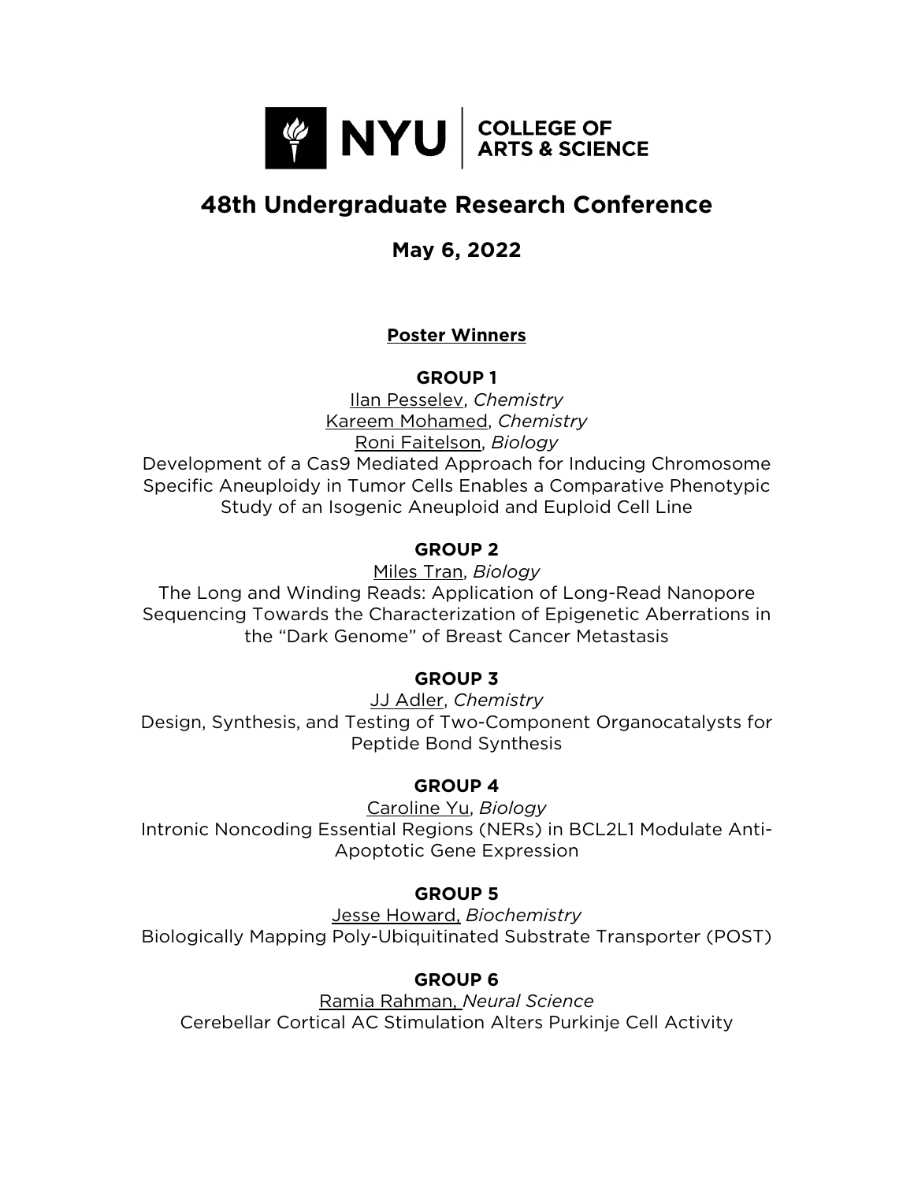NYU | COLLEGE OF ARTS & SCIENCE

# 48th Undergraduate Research Conference

## May 6, 2022

### Poster Winners

**GROUP 1**

Ilan Pesselev, *Chemistry*
Kareem Mohamed, *Chemistry*
Roni Faitelson, *Biology*
Development of a Cas9 Mediated Approach for Inducing Chromosome Specific Aneuploidy in Tumor Cells Enables a Comparative Phenotypic Study of an Isogenic Aneuploid and Euploid Cell Line

**GROUP 2**

Miles Tran, *Biology*
The Long and Winding Reads: Application of Long-Read Nanopore Sequencing Towards the Characterization of Epigenetic Aberrations in the "Dark Genome" of Breast Cancer Metastasis

**GROUP 3**

JJ Adler, *Chemistry*
Design, Synthesis, and Testing of Two-Component Organocatalysts for Peptide Bond Synthesis

**GROUP 4**

Caroline Yu, *Biology*
Intronic Noncoding Essential Regions (NERs) in BCL2L1 Modulate Anti-Apoptotic Gene Expression

**GROUP 5**

Jesse Howard, *Biochemistry*
Biologically Mapping Poly-Ubiquitinated Substrate Transporter (POST)

**GROUP 6**

Ramia Rahman, *Neural Science*
Cerebellar Cortical AC Stimulation Alters Purkinje Cell Activity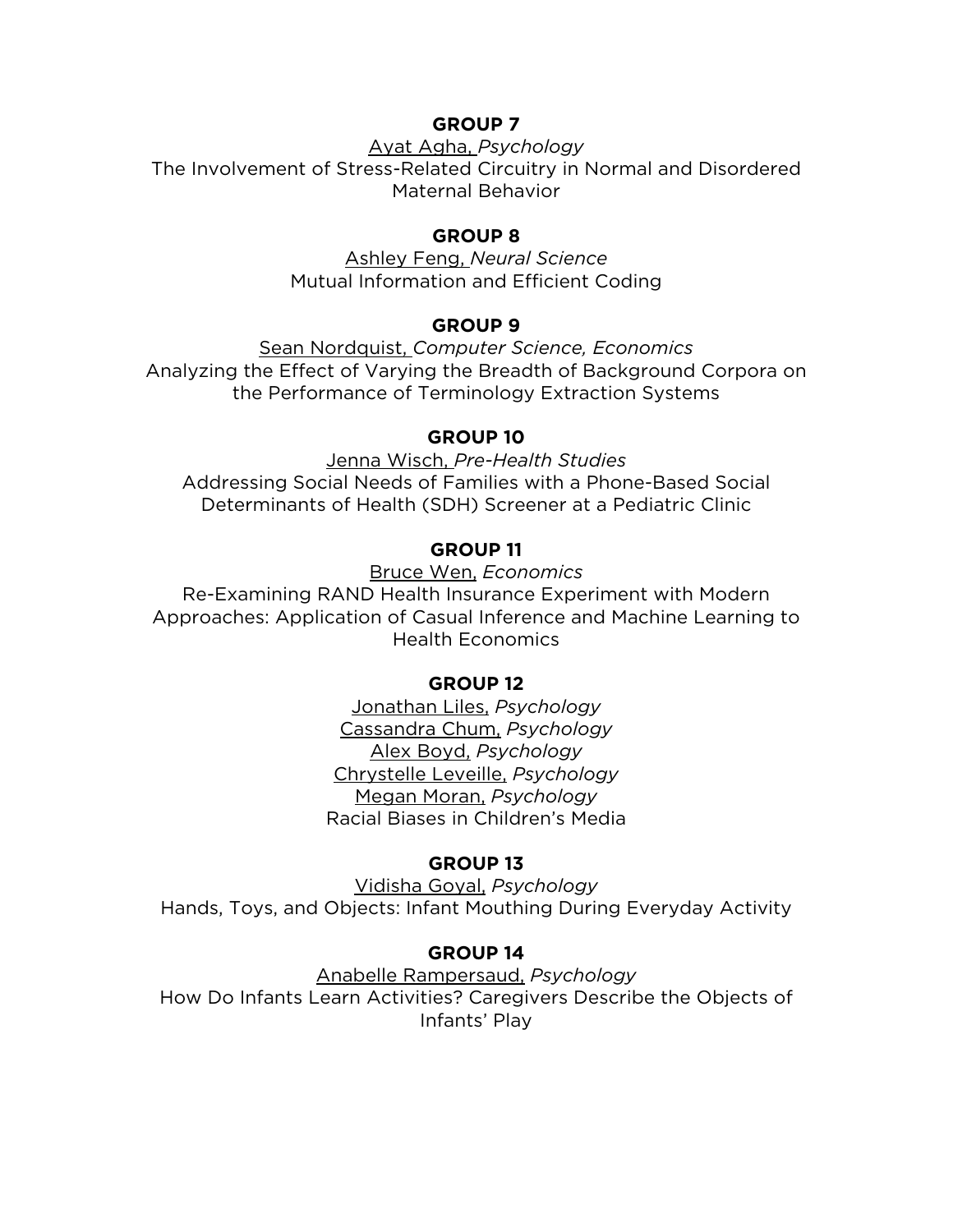**GROUP 7**

Ayat Agha, *Psychology*

The Involvement of Stress-Related Circuitry in Normal and Disordered Maternal Behavior

**GROUP 8**

Ashley Feng, *Neural Science*

Mutual Information and Efficient Coding

**GROUP 9**

Sean Nordquist, *Computer Science, Economics*

Analyzing the Effect of Varying the Breadth of Background Corpora on the Performance of Terminology Extraction Systems

**GROUP 10**

Jenna Wisch, *Pre-Health Studies*

Addressing Social Needs of Families with a Phone-Based Social Determinants of Health (SDH) Screener at a Pediatric Clinic

**GROUP 11**

Bruce Wen, *Economics*

Re-Examining RAND Health Insurance Experiment with Modern Approaches: Application of Casual Inference and Machine Learning to Health Economics

**GROUP 12**

Jonathan Liles, *Psychology*

Cassandra Chum, *Psychology*

Alex Boyd, *Psychology*

Chrystelle Leveille, *Psychology*

Megan Moran, *Psychology*

Racial Biases in Children's Media

**GROUP 13**

Vidisha Goyal, *Psychology*

Hands, Toys, and Objects: Infant Mouthing During Everyday Activity

**GROUP 14**

Anabelle Rampersaud, *Psychology*

How Do Infants Learn Activities? Caregivers Describe the Objects of Infants' Play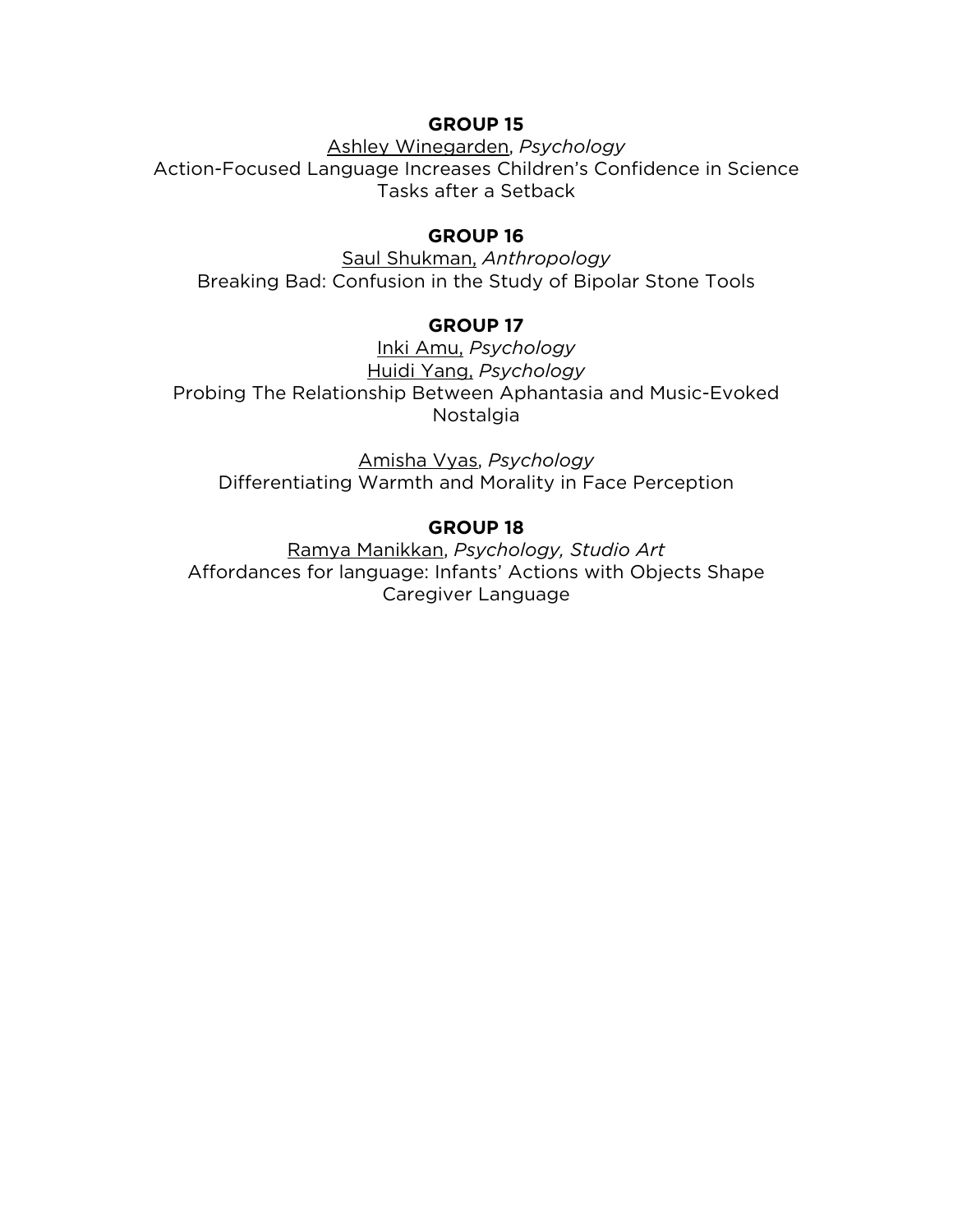**GROUP 15**

Ashley Winegarden, *Psychology*
Action-Focused Language Increases Children's Confidence in Science Tasks after a Setback

**GROUP 16**

Saul Shukman, *Anthropology*
Breaking Bad: Confusion in the Study of Bipolar Stone Tools

**GROUP 17**

Inki Amu, *Psychology*
Huidi Yang, *Psychology*
Probing The Relationship Between Aphantasia and Music-Evoked Nostalgia

Amisha Vyas, *Psychology*
Differentiating Warmth and Morality in Face Perception

**GROUP 18**

Ramya Manikkan, *Psychology, Studio Art*
Affordances for language: Infants' Actions with Objects Shape Caregiver Language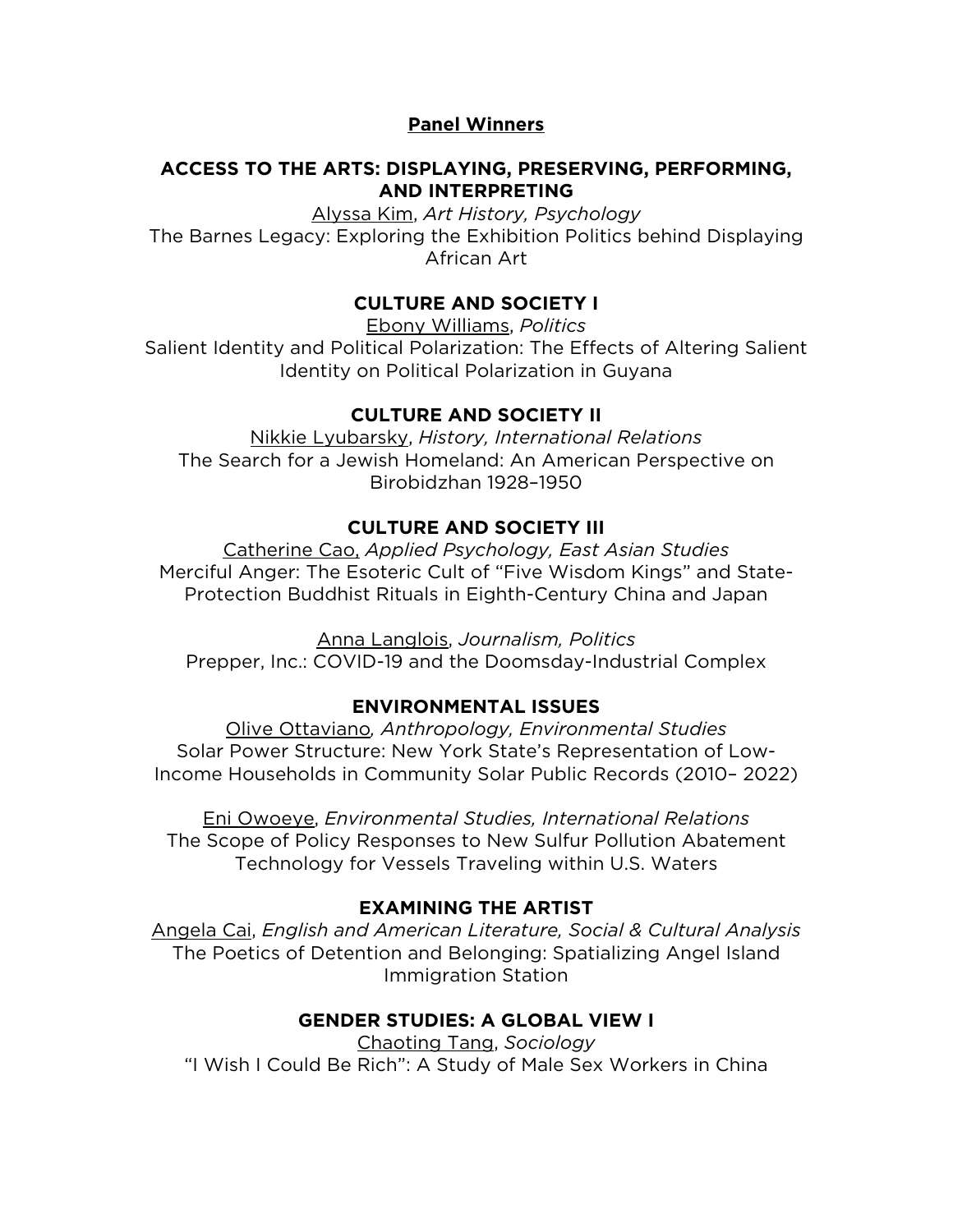## Panel Winners

### ACCESS TO THE ARTS: DISPLAYING, PRESERVING, PERFORMING, AND INTERPRETING

Alyssa Kim, *Art History, Psychology*
The Barnes Legacy: Exploring the Exhibition Politics behind Displaying African Art

### CULTURE AND SOCIETY I

Ebony Williams, *Politics*
Salient Identity and Political Polarization: The Effects of Altering Salient Identity on Political Polarization in Guyana

### CULTURE AND SOCIETY II

Nikkie Lyubarsky, *History, International Relations*
The Search for a Jewish Homeland: An American Perspective on Birobidzhan 1928–1950

### CULTURE AND SOCIETY III

Catherine Cao, *Applied Psychology, East Asian Studies*
Merciful Anger: The Esoteric Cult of "Five Wisdom Kings" and State-Protection Buddhist Rituals in Eighth-Century China and Japan

Anna Langlois, *Journalism, Politics*
Prepper, Inc.: COVID-19 and the Doomsday-Industrial Complex

### ENVIRONMENTAL ISSUES

Olive Ottaviano, *Anthropology, Environmental Studies*
Solar Power Structure: New York State's Representation of Low-Income Households in Community Solar Public Records (2010– 2022)

Eni Owoeye, *Environmental Studies, International Relations*
The Scope of Policy Responses to New Sulfur Pollution Abatement Technology for Vessels Traveling within U.S. Waters

### EXAMINING THE ARTIST

Angela Cai, *English and American Literature, Social & Cultural Analysis*
The Poetics of Detention and Belonging: Spatializing Angel Island Immigration Station

### GENDER STUDIES: A GLOBAL VIEW I

Chaoting Tang, *Sociology*
"I Wish I Could Be Rich": A Study of Male Sex Workers in China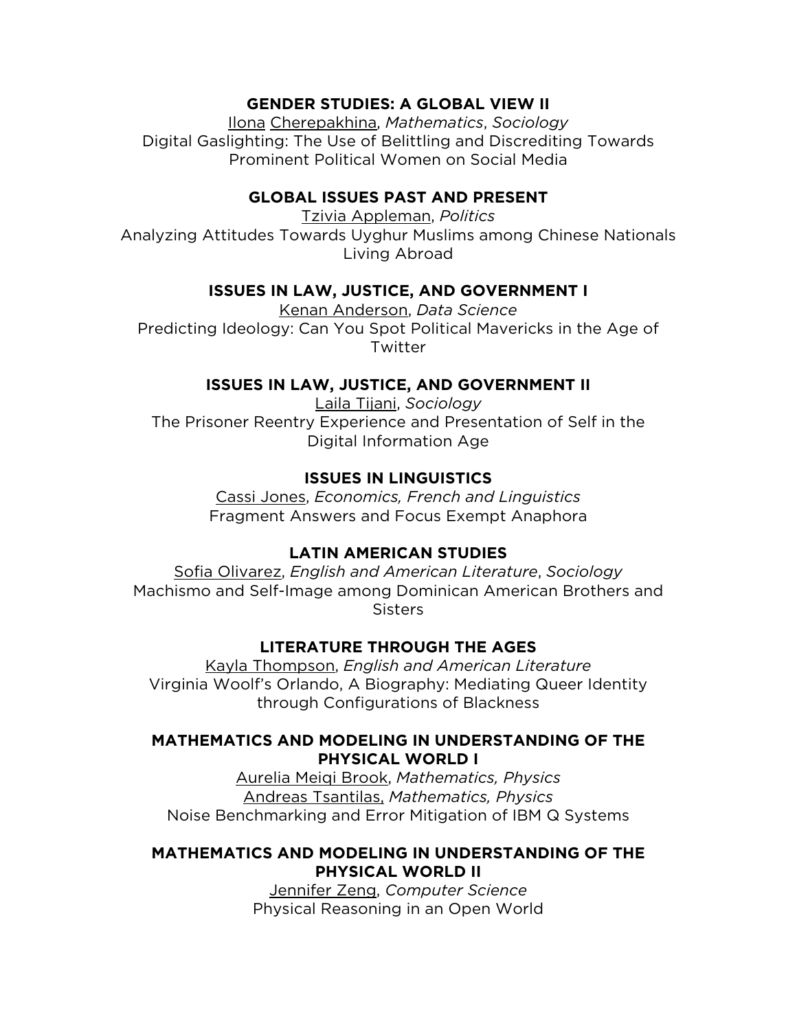**GENDER STUDIES: A GLOBAL VIEW II**

Ilona Cherepakhina, *Mathematics*, *Sociology*

Digital Gaslighting: The Use of Belittling and Discrediting Towards Prominent Political Women on Social Media

**GLOBAL ISSUES PAST AND PRESENT**

Tzivia Appleman, *Politics*

Analyzing Attitudes Towards Uyghur Muslims among Chinese Nationals Living Abroad

**ISSUES IN LAW, JUSTICE, AND GOVERNMENT I**

Kenan Anderson, *Data Science*

Predicting Ideology: Can You Spot Political Mavericks in the Age of Twitter

**ISSUES IN LAW, JUSTICE, AND GOVERNMENT II**

Laila Tijani, *Sociology*

The Prisoner Reentry Experience and Presentation of Self in the Digital Information Age

**ISSUES IN LINGUISTICS**

Cassi Jones, *Economics, French and Linguistics*

Fragment Answers and Focus Exempt Anaphora

**LATIN AMERICAN STUDIES**

Sofia Olivarez, *English and American Literature*, *Sociology*

Machismo and Self-Image among Dominican American Brothers and Sisters

**LITERATURE THROUGH THE AGES**

Kayla Thompson, *English and American Literature*

Virginia Woolf's Orlando, A Biography: Mediating Queer Identity through Configurations of Blackness

**MATHEMATICS AND MODELING IN UNDERSTANDING OF THE PHYSICAL WORLD I**

Aurelia Meiqi Brook, *Mathematics, Physics*

Andreas Tsantilas, *Mathematics, Physics*

Noise Benchmarking and Error Mitigation of IBM Q Systems

**MATHEMATICS AND MODELING IN UNDERSTANDING OF THE PHYSICAL WORLD II**

Jennifer Zeng, *Computer Science*

Physical Reasoning in an Open World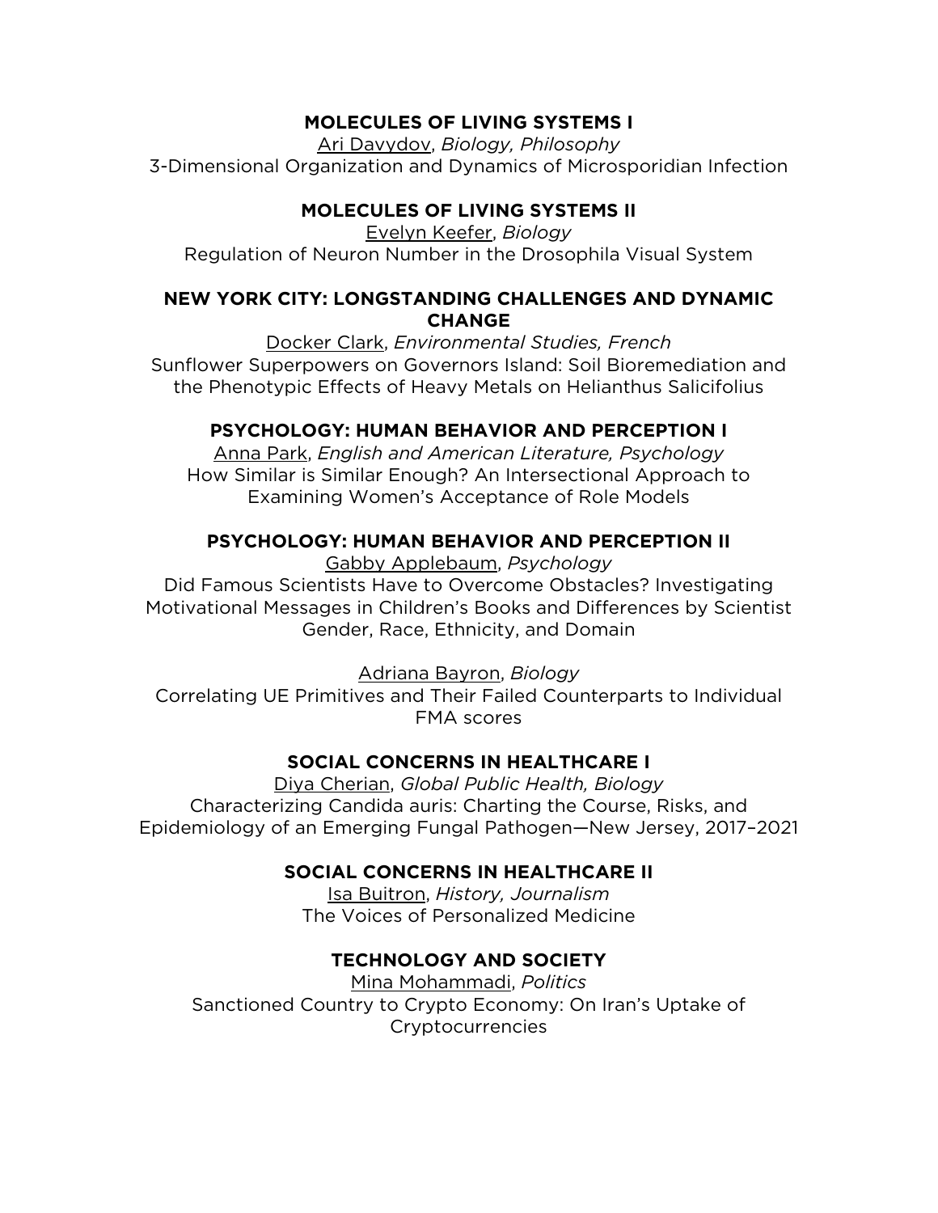**MOLECULES OF LIVING SYSTEMS I**

Ari Davydov, *Biology, Philosophy*
3-Dimensional Organization and Dynamics of Microsporidian Infection

**MOLECULES OF LIVING SYSTEMS II**

Evelyn Keefer, *Biology*
Regulation of Neuron Number in the Drosophila Visual System

**NEW YORK CITY: LONGSTANDING CHALLENGES AND DYNAMIC CHANGE**

Docker Clark, *Environmental Studies, French*
Sunflower Superpowers on Governors Island: Soil Bioremediation and the Phenotypic Effects of Heavy Metals on Helianthus Salicifolius

**PSYCHOLOGY: HUMAN BEHAVIOR AND PERCEPTION I**

Anna Park, *English and American Literature, Psychology*
How Similar is Similar Enough? An Intersectional Approach to Examining Women's Acceptance of Role Models

**PSYCHOLOGY: HUMAN BEHAVIOR AND PERCEPTION II**

Gabby Applebaum, *Psychology*
Did Famous Scientists Have to Overcome Obstacles? Investigating Motivational Messages in Children's Books and Differences by Scientist Gender, Race, Ethnicity, and Domain

Adriana Bayron, *Biology*
Correlating UE Primitives and Their Failed Counterparts to Individual FMA scores

**SOCIAL CONCERNS IN HEALTHCARE I**

Diya Cherian, *Global Public Health, Biology*
Characterizing Candida auris: Charting the Course, Risks, and Epidemiology of an Emerging Fungal Pathogen—New Jersey, 2017–2021

**SOCIAL CONCERNS IN HEALTHCARE II**

Isa Buitron, *History, Journalism*
The Voices of Personalized Medicine

**TECHNOLOGY AND SOCIETY**

Mina Mohammadi, *Politics*
Sanctioned Country to Crypto Economy: On Iran's Uptake of Cryptocurrencies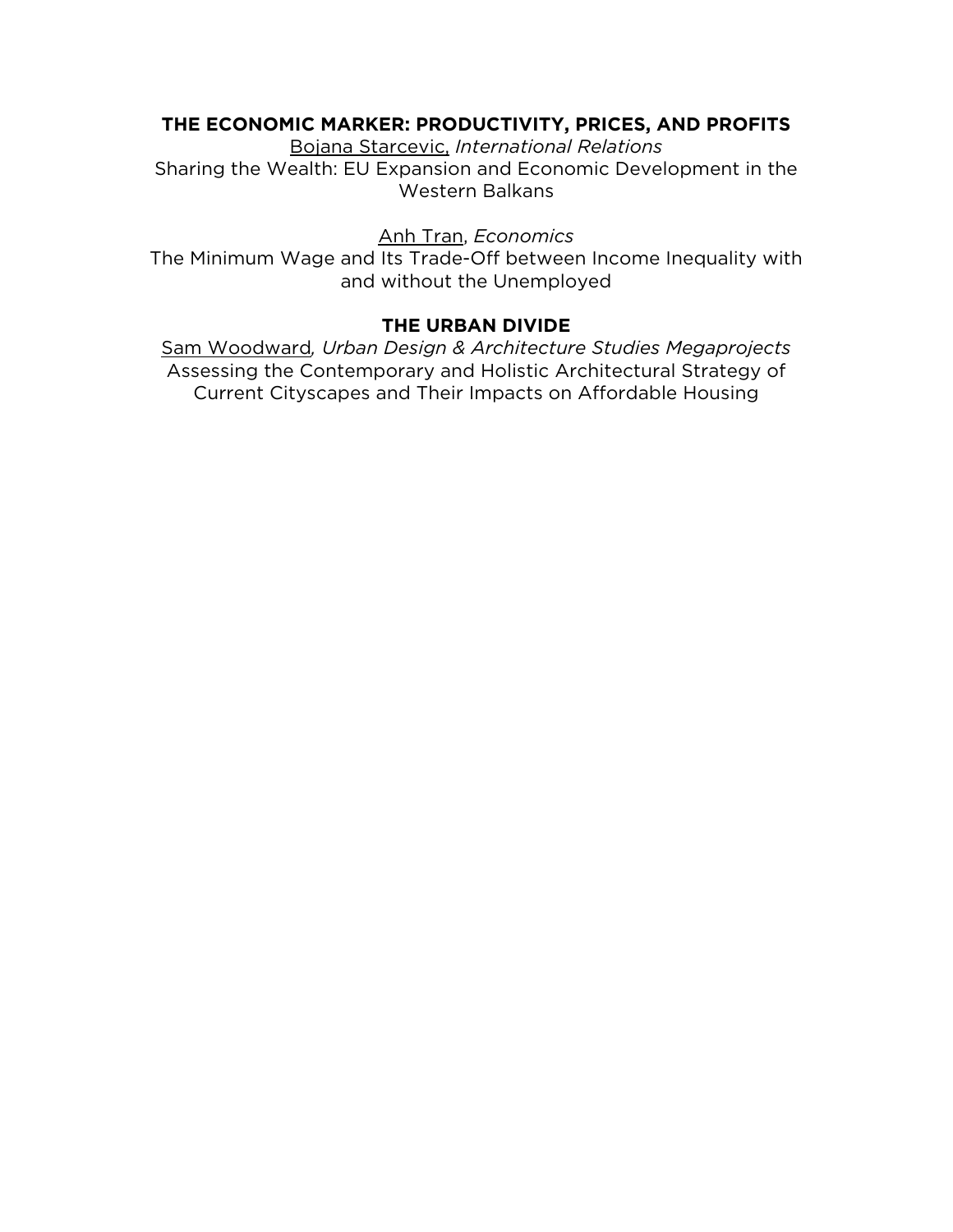**THE ECONOMIC MARKER: PRODUCTIVITY, PRICES, AND PROFITS**

<u>Bojana Starcevic,</u> *International Relations*
Sharing the Wealth: EU Expansion and Economic Development in the Western Balkans

<u>Anh Tran</u>, *Economics*
The Minimum Wage and Its Trade-Off between Income Inequality with and without the Unemployed

**THE URBAN DIVIDE**

<u>Sam Woodward</u>*, Urban Design & Architecture Studies Megaprojects*
Assessing the Contemporary and Holistic Architectural Strategy of Current Cityscapes and Their Impacts on Affordable Housing